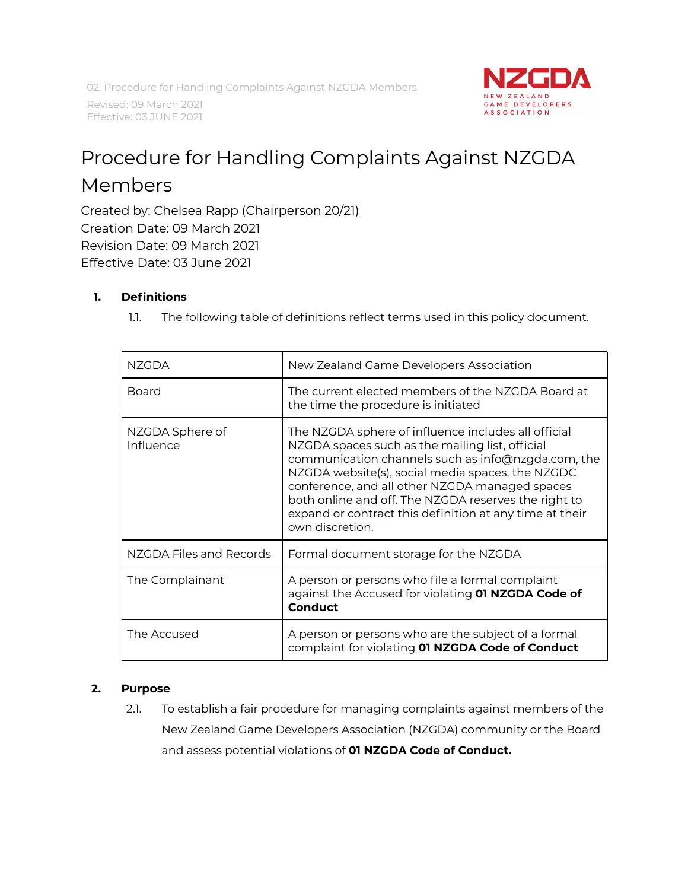# Procedure for Handling Complaints Against NZGDA Members

Created by: Chelsea Rapp (Chairperson 20/21)
Creation Date: 09 March 2021
Revision Date: 09 March 2021
Effective Date: 03 June 2021

1. **Definitions**
   1.1. The following table of definitions reflect terms used in this policy document.

| Term | Definition |
|---|---|
| NZGDA | New Zealand Game Developers Association |
| Board | The current elected members of the NZGDA Board at the time the procedure is initiated |
| NZGDA Sphere of Influence | The NZGDA sphere of influence includes all official NZGDA spaces such as the mailing list, official communication channels such as info@nzgda.com, the NZGDA website(s), social media spaces, the NZGDC conference, and all other NZGDA managed spaces both online and off. The NZGDA reserves the right to expand or contract this definition at any time at their own discretion. |
| NZGDA Files and Records | Formal document storage for the NZGDA |
| The Complainant | A person or persons who file a formal complaint against the Accused for violating **01 NZGDA Code of Conduct** |
| The Accused | A person or persons who are the subject of a formal complaint for violating **01 NZGDA Code of Conduct** |

2. **Purpose**
   2.1. To establish a fair procedure for managing complaints against members of the New Zealand Game Developers Association (NZGDA) community or the Board and assess potential violations of **01 NZGDA Code of Conduct.**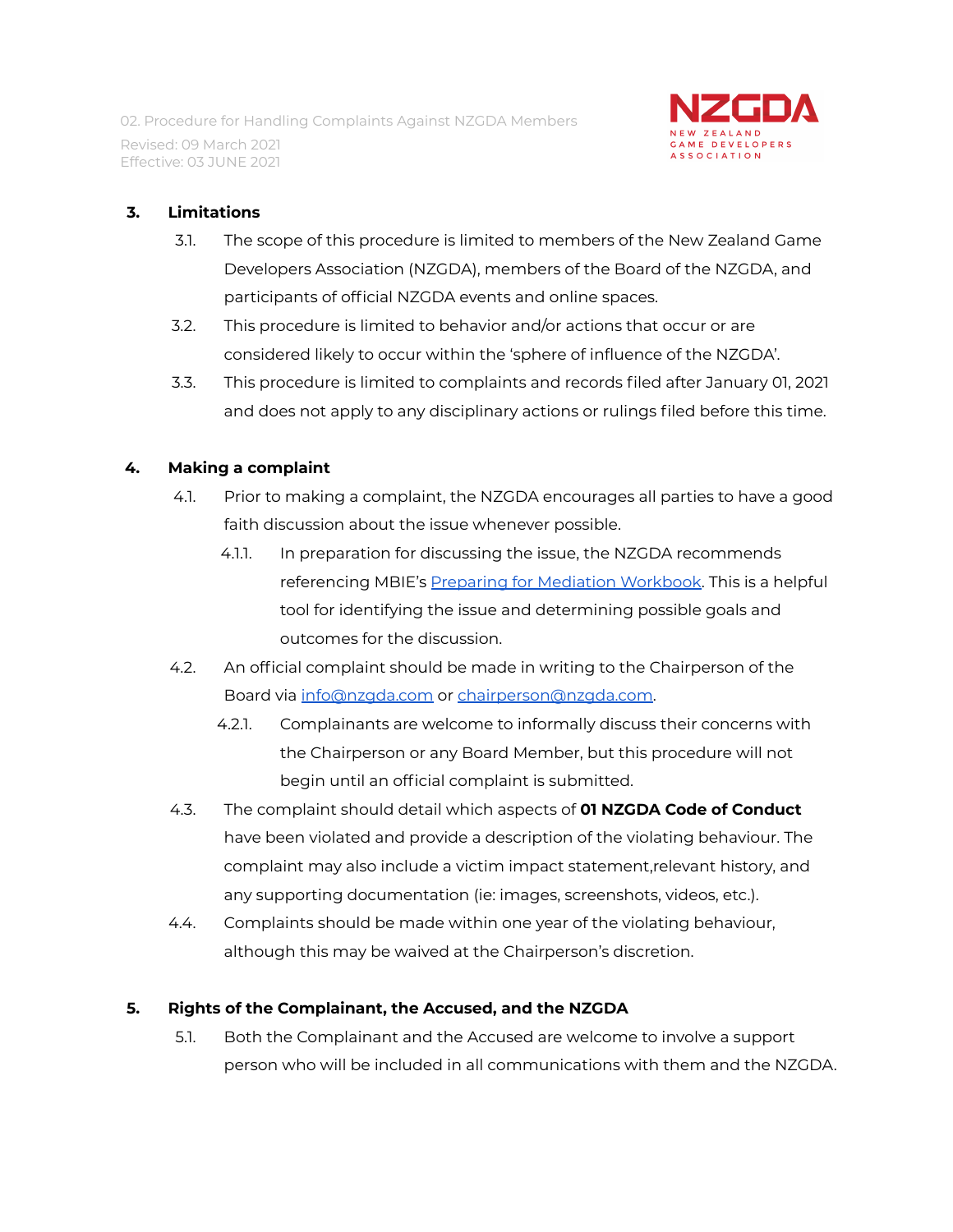## 3. Limitations

3.1. The scope of this procedure is limited to members of the New Zealand Game Developers Association (NZGDA), members of the Board of the NZGDA, and participants of official NZGDA events and online spaces.

3.2. This procedure is limited to behavior and/or actions that occur or are considered likely to occur within the 'sphere of influence of the NZGDA'.

3.3. This procedure is limited to complaints and records filed after January 01, 2021 and does not apply to any disciplinary actions or rulings filed before this time.

## 4. Making a complaint

4.1. Prior to making a complaint, the NZGDA encourages all parties to have a good faith discussion about the issue whenever possible.

4.1.1. In preparation for discussing the issue, the NZGDA recommends referencing MBIE's Preparing for Mediation Workbook. This is a helpful tool for identifying the issue and determining possible goals and outcomes for the discussion.

4.2. An official complaint should be made in writing to the Chairperson of the Board via info@nzgda.com or chairperson@nzgda.com.

4.2.1. Complainants are welcome to informally discuss their concerns with the Chairperson or any Board Member, but this procedure will not begin until an official complaint is submitted.

4.3. The complaint should detail which aspects of **01 NZGDA Code of Conduct** have been violated and provide a description of the violating behaviour. The complaint may also include a victim impact statement,relevant history, and any supporting documentation (ie: images, screenshots, videos, etc.).

4.4. Complaints should be made within one year of the violating behaviour, although this may be waived at the Chairperson's discretion.

## 5. Rights of the Complainant, the Accused, and the NZGDA

5.1. Both the Complainant and the Accused are welcome to involve a support person who will be included in all communications with them and the NZGDA.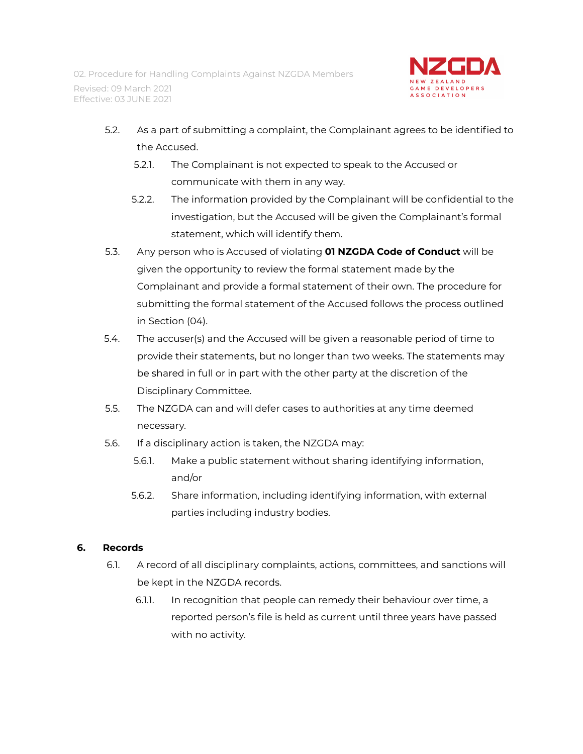5.2. As a part of submitting a complaint, the Complainant agrees to be identified to the Accused.

  5.2.1. The Complainant is not expected to speak to the Accused or communicate with them in any way.

  5.2.2. The information provided by the Complainant will be confidential to the investigation, but the Accused will be given the Complainant's formal statement, which will identify them.

5.3. Any person who is Accused of violating **01 NZGDA Code of Conduct** will be given the opportunity to review the formal statement made by the Complainant and provide a formal statement of their own. The procedure for submitting the formal statement of the Accused follows the process outlined in Section (04).

5.4. The accuser(s) and the Accused will be given a reasonable period of time to provide their statements, but no longer than two weeks. The statements may be shared in full or in part with the other party at the discretion of the Disciplinary Committee.

5.5. The NZGDA can and will defer cases to authorities at any time deemed necessary.

5.6. If a disciplinary action is taken, the NZGDA may:

  5.6.1. Make a public statement without sharing identifying information, and/or

  5.6.2. Share information, including identifying information, with external parties including industry bodies.

## 6. Records

6.1. A record of all disciplinary complaints, actions, committees, and sanctions will be kept in the NZGDA records.

  6.1.1. In recognition that people can remedy their behaviour over time, a reported person's file is held as current until three years have passed with no activity.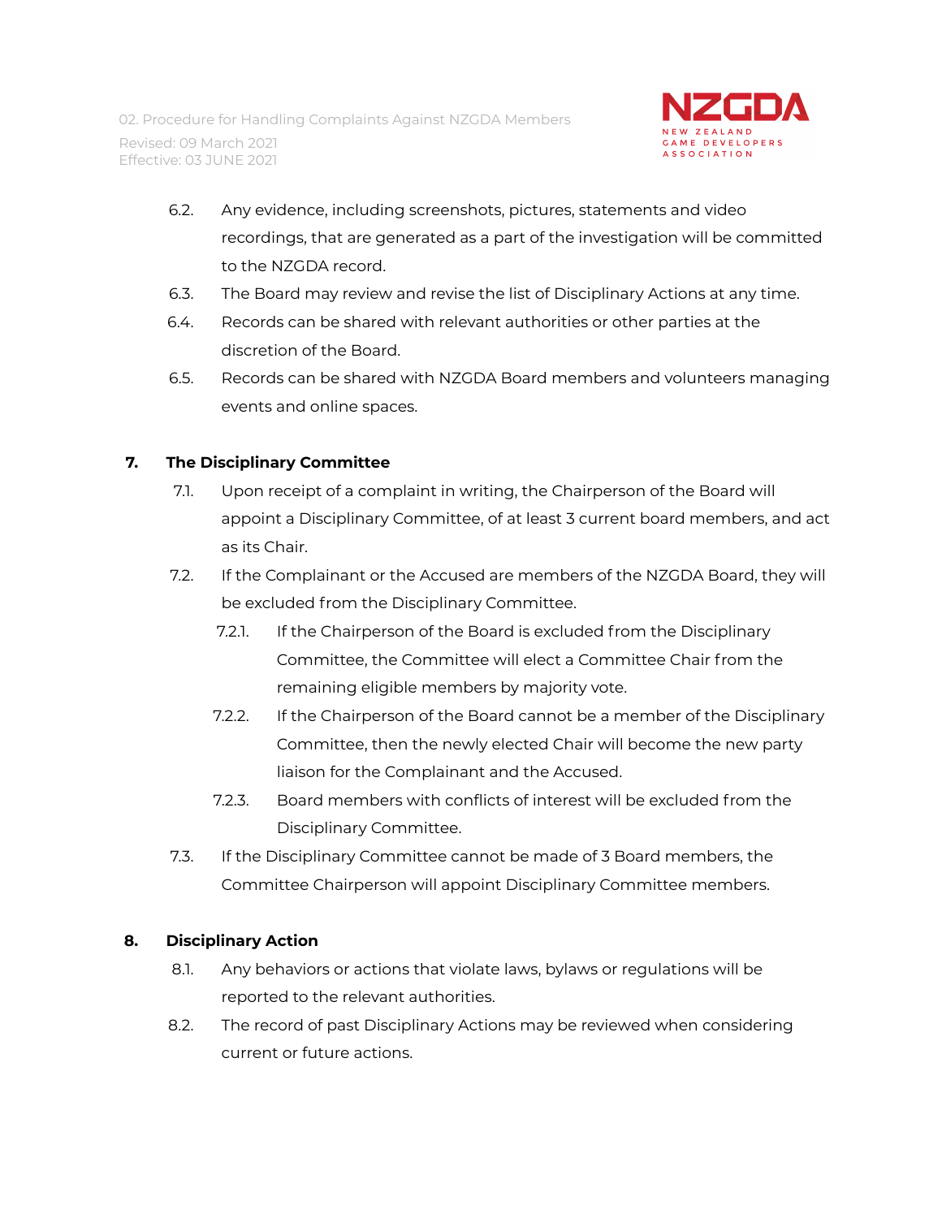6.2. Any evidence, including screenshots, pictures, statements and video recordings, that are generated as a part of the investigation will be committed to the NZGDA record.

6.3. The Board may review and revise the list of Disciplinary Actions at any time.

6.4. Records can be shared with relevant authorities or other parties at the discretion of the Board.

6.5. Records can be shared with NZGDA Board members and volunteers managing events and online spaces.

## 7. The Disciplinary Committee

7.1. Upon receipt of a complaint in writing, the Chairperson of the Board will appoint a Disciplinary Committee, of at least 3 current board members, and act as its Chair.

7.2. If the Complainant or the Accused are members of the NZGDA Board, they will be excluded from the Disciplinary Committee.

7.2.1. If the Chairperson of the Board is excluded from the Disciplinary Committee, the Committee will elect a Committee Chair from the remaining eligible members by majority vote.

7.2.2. If the Chairperson of the Board cannot be a member of the Disciplinary Committee, then the newly elected Chair will become the new party liaison for the Complainant and the Accused.

7.2.3. Board members with conflicts of interest will be excluded from the Disciplinary Committee.

7.3. If the Disciplinary Committee cannot be made of 3 Board members, the Committee Chairperson will appoint Disciplinary Committee members.

## 8. Disciplinary Action

8.1. Any behaviors or actions that violate laws, bylaws or regulations will be reported to the relevant authorities.

8.2. The record of past Disciplinary Actions may be reviewed when considering current or future actions.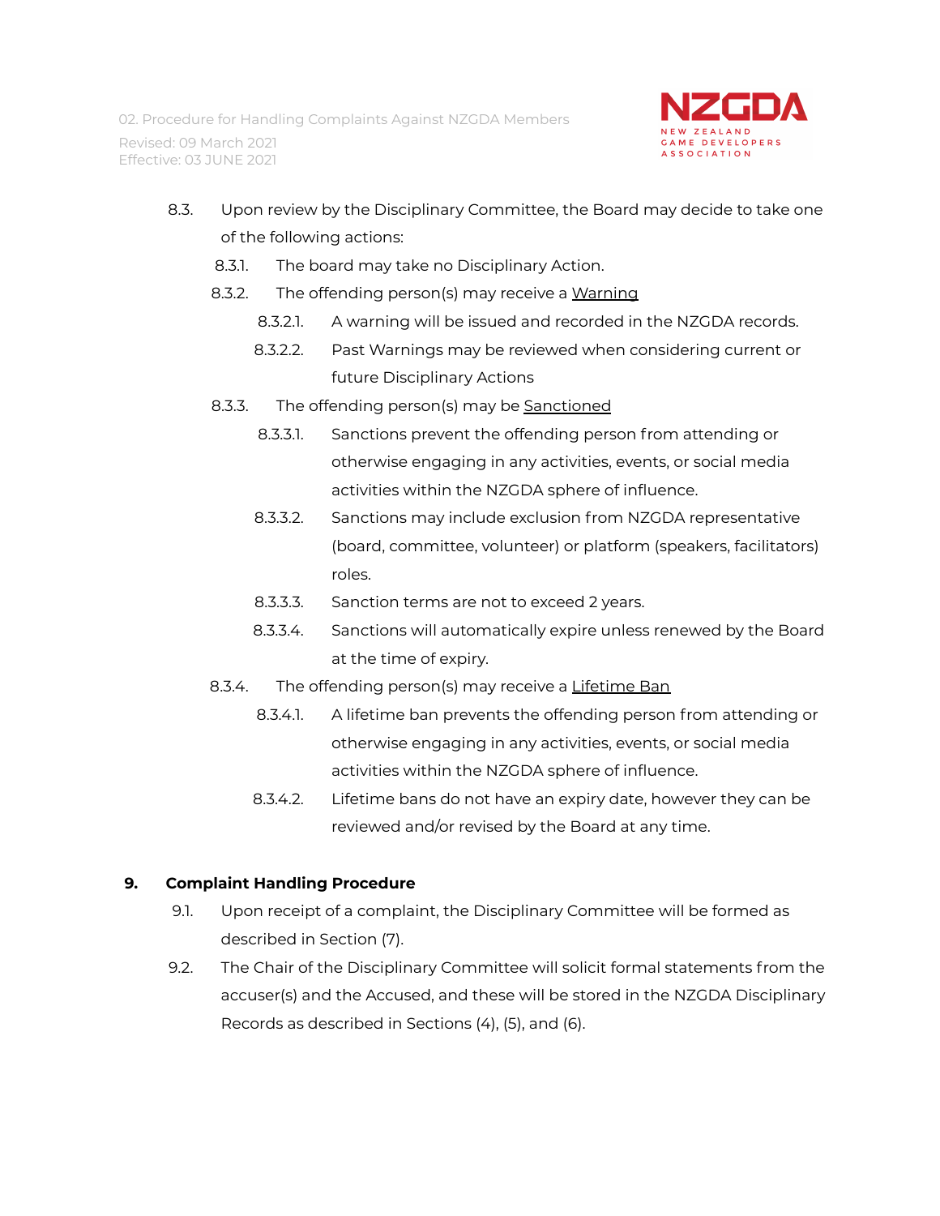8.3. Upon review by the Disciplinary Committee, the Board may decide to take one of the following actions:

- 8.3.1. The board may take no Disciplinary Action.
- 8.3.2. The offending person(s) may receive a <u>Warning</u>
  - 8.3.2.1. A warning will be issued and recorded in the NZGDA records.
  - 8.3.2.2. Past Warnings may be reviewed when considering current or future Disciplinary Actions
- 8.3.3. The offending person(s) may be <u>Sanctioned</u>
  - 8.3.3.1. Sanctions prevent the offending person from attending or otherwise engaging in any activities, events, or social media activities within the NZGDA sphere of influence.
  - 8.3.3.2. Sanctions may include exclusion from NZGDA representative (board, committee, volunteer) or platform (speakers, facilitators) roles.
  - 8.3.3.3. Sanction terms are not to exceed 2 years.
  - 8.3.3.4. Sanctions will automatically expire unless renewed by the Board at the time of expiry.
- 8.3.4. The offending person(s) may receive a <u>Lifetime Ban</u>
  - 8.3.4.1. A lifetime ban prevents the offending person from attending or otherwise engaging in any activities, events, or social media activities within the NZGDA sphere of influence.
  - 8.3.4.2. Lifetime bans do not have an expiry date, however they can be reviewed and/or revised by the Board at any time.

## 9. Complaint Handling Procedure

9.1. Upon receipt of a complaint, the Disciplinary Committee will be formed as described in Section (7).

9.2. The Chair of the Disciplinary Committee will solicit formal statements from the accuser(s) and the Accused, and these will be stored in the NZGDA Disciplinary Records as described in Sections (4), (5), and (6).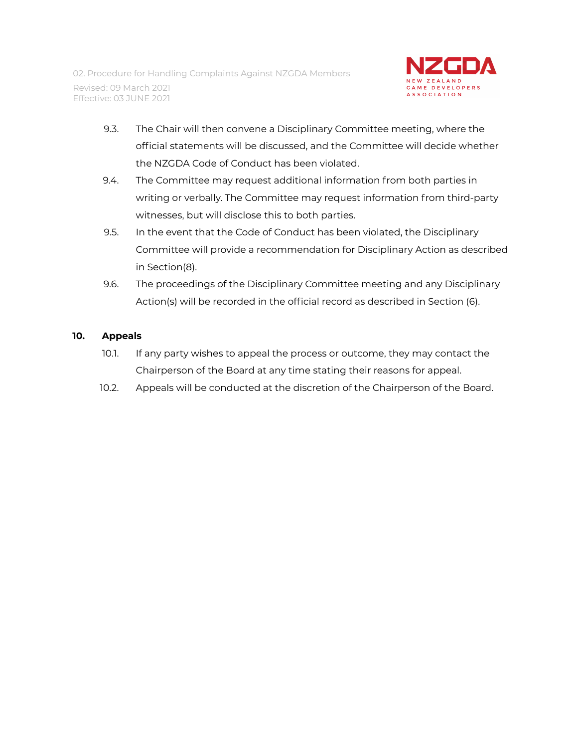9.3. The Chair will then convene a Disciplinary Committee meeting, where the official statements will be discussed, and the Committee will decide whether the NZGDA Code of Conduct has been violated.

9.4. The Committee may request additional information from both parties in writing or verbally. The Committee may request information from third-party witnesses, but will disclose this to both parties.

9.5. In the event that the Code of Conduct has been violated, the Disciplinary Committee will provide a recommendation for Disciplinary Action as described in Section(8).

9.6. The proceedings of the Disciplinary Committee meeting and any Disciplinary Action(s) will be recorded in the official record as described in Section (6).

## 10. Appeals

10.1. If any party wishes to appeal the process or outcome, they may contact the Chairperson of the Board at any time stating their reasons for appeal.

10.2. Appeals will be conducted at the discretion of the Chairperson of the Board.